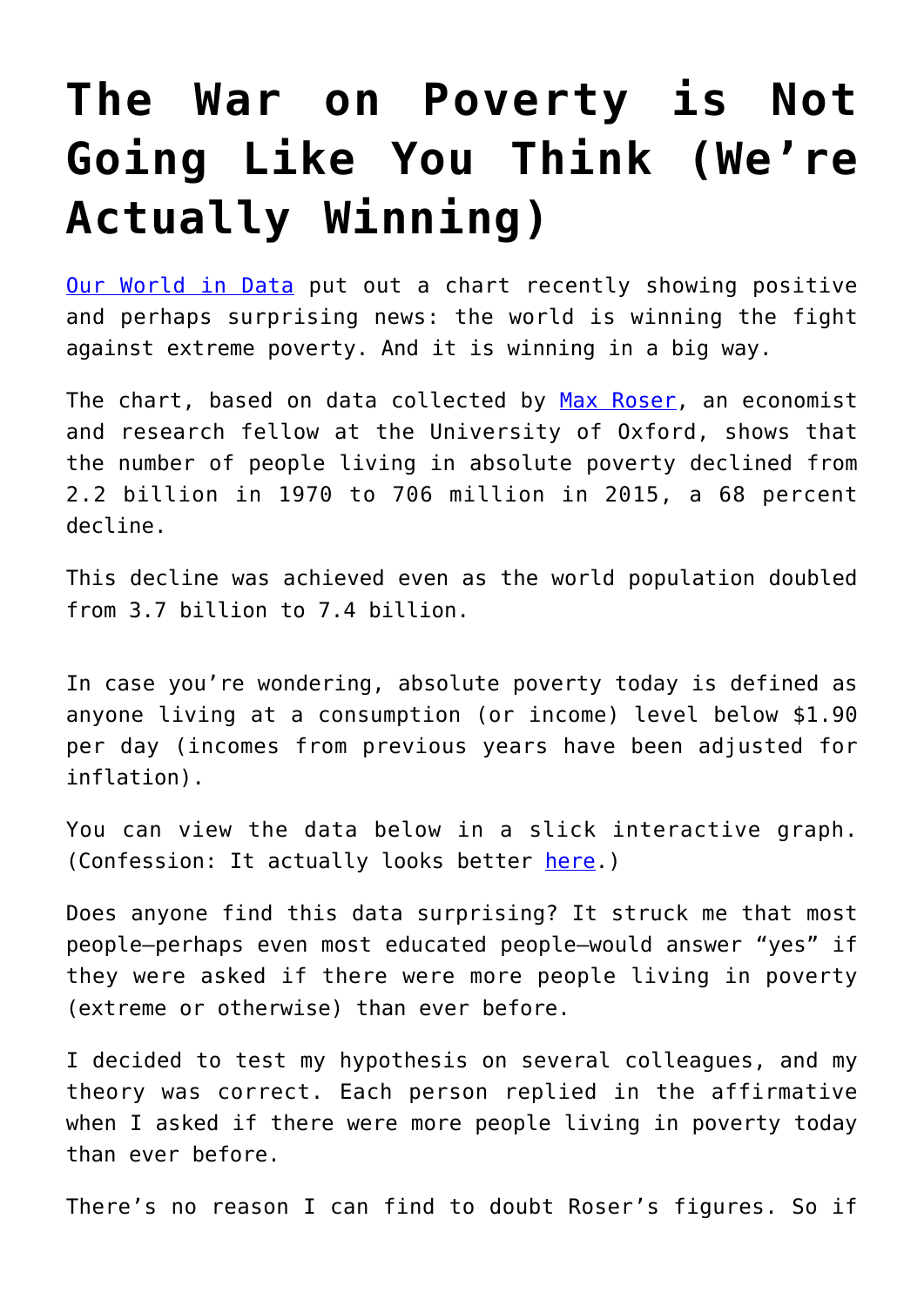# The War on Poverty is Not Going Like You Think (We're Actually Winning)

Our World in Data put out a chart recently showing positive and perhaps surprising news: the world is winning the fight against extreme poverty. And it is winning in a big way.

The chart, based on data collected by Max Roser, an economist and research fellow at the University of Oxford, shows that the number of people living in absolute poverty declined from 2.2 billion in 1970 to 706 million in 2015, a 68 percent decline.

This decline was achieved even as the world population doubled from 3.7 billion to 7.4 billion.

In case you're wondering, absolute poverty today is defined as anyone living at a consumption (or income) level below $1.90 per day (incomes from previous years have been adjusted for inflation).

You can view the data below in a slick interactive graph. (Confession: It actually looks better here.)

Does anyone find this data surprising? It struck me that most people—perhaps even most educated people—would answer "yes" if they were asked if there were more people living in poverty (extreme or otherwise) than ever before.

I decided to test my hypothesis on several colleagues, and my theory was correct. Each person replied in the affirmative when I asked if there were more people living in poverty today than ever before.

There's no reason I can find to doubt Roser's figures. So if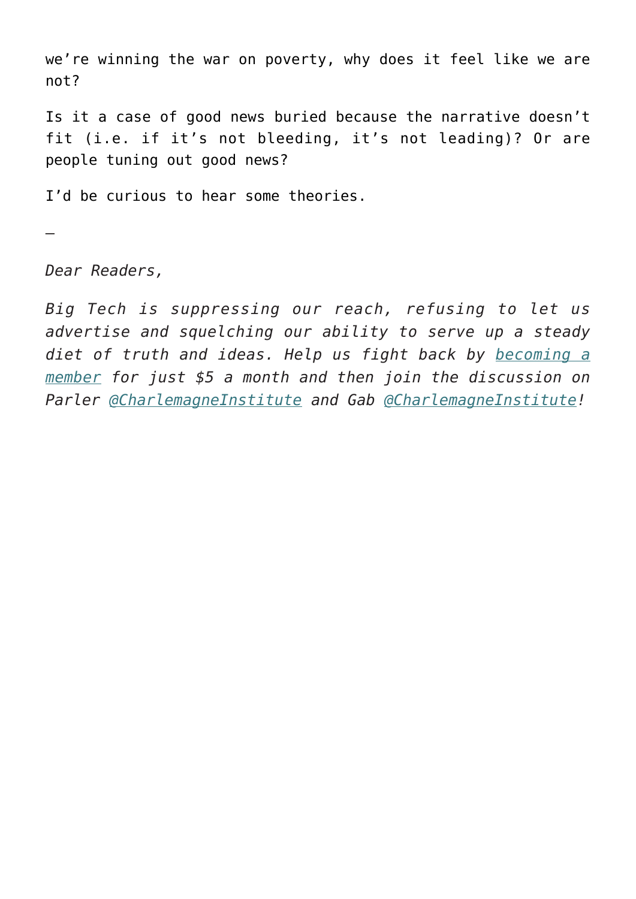we're winning the war on poverty, why does it feel like we are not?

Is it a case of good news buried because the narrative doesn't fit (i.e. if it's not bleeding, it's not leading)? Or are people tuning out good news?

I'd be curious to hear some theories.

—

*Dear Readers,*

*Big Tech is suppressing our reach, refusing to let us advertise and squelching our ability to serve up a steady diet of truth and ideas. Help us fight back by [becoming a member]() for just $5 a month and then join the discussion on Parler [@CharlemagneInstitute]() and Gab [@CharlemagneInstitute]()!*